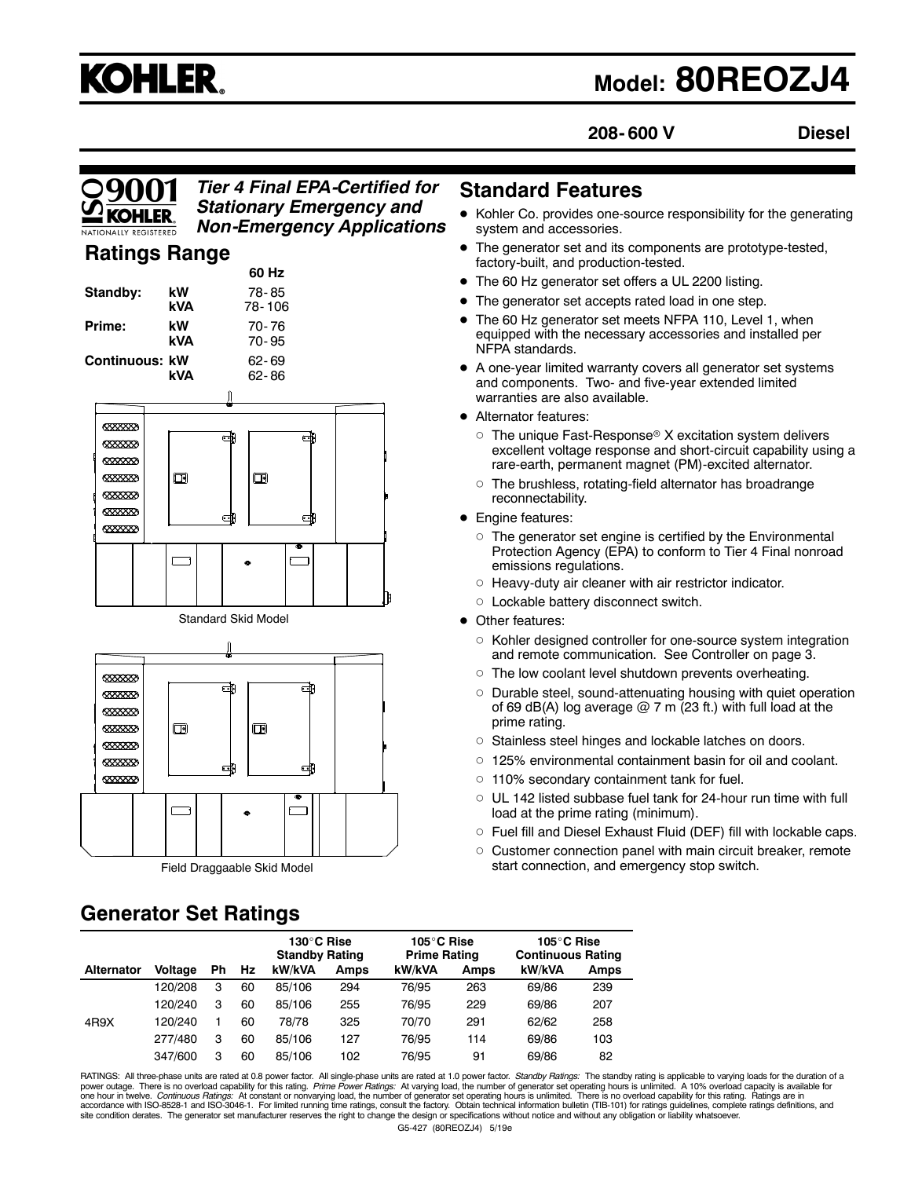# KOHLER. Model: 80REOZJ4

**208-600 V** **Diesel**

***Tier 4 Final EPA-Certified for Stationary Emergency and Non-Emergency Applications***

## Ratings Range

| | | 60 Hz |
|---|---|---|
| **Standby:** | **kW** | 78-85 |
| | **kVA** | 78-106 |
| **Prime:** | **kW** | 70-76 |
| | **kVA** | 70-95 |
| **Continuous:** | **kW** | 62-69 |
| | **kVA** | 62-86 |

Standard Skid Model

Field Draggaable Skid Model

## Standard Features

- Kohler Co. provides one-source responsibility for the generating system and accessories.
- The generator set and its components are prototype-tested, factory-built, and production-tested.
- The 60 Hz generator set offers a UL 2200 listing.
- The generator set accepts rated load in one step.
- The 60 Hz generator set meets NFPA 110, Level 1, when equipped with the necessary accessories and installed per NFPA standards.
- A one-year limited warranty covers all generator set systems and components. Two- and five-year extended limited warranties are also available.
- Alternator features:
  - The unique Fast-Response® X excitation system delivers excellent voltage response and short-circuit capability using a rare-earth, permanent magnet (PM)-excited alternator.
  - The brushless, rotating-field alternator has broadrange reconnectability.
- Engine features:
  - The generator set engine is certified by the Environmental Protection Agency (EPA) to conform to Tier 4 Final nonroad emissions regulations.
  - Heavy-duty air cleaner with air restrictor indicator.
  - Lockable battery disconnect switch.
- Other features:
  - Kohler designed controller for one-source system integration and remote communication. See Controller on page 3.
  - The low coolant level shutdown prevents overheating.
  - Durable steel, sound-attenuating housing with quiet operation of 69 dB(A) log average @ 7 m (23 ft.) with full load at the prime rating.
  - Stainless steel hinges and lockable latches on doors.
  - 125% environmental containment basin for oil and coolant.
  - 110% secondary containment tank for fuel.
  - UL 142 listed subbase fuel tank for 24-hour run time with full load at the prime rating (minimum).
  - Fuel fill and Diesel Exhaust Fluid (DEF) fill with lockable caps.
  - Customer connection panel with main circuit breaker, remote start connection, and emergency stop switch.

## Generator Set Ratings

| | | | | 130°C Rise Standby Rating | | 105°C Rise Prime Rating | | 105°C Rise Continuous Rating | |
|---|---|---|---|---|---|---|---|---|---|
| **Alternator** | **Voltage** | **Ph** | **Hz** | **kW/kVA** | **Amps** | **kW/kVA** | **Amps** | **kW/kVA** | **Amps** |
| 4R9X | 120/208 | 3 | 60 | 85/106 | 294 | 76/95 | 263 | 69/86 | 239 |
| | 120/240 | 3 | 60 | 85/106 | 255 | 76/95 | 229 | 69/86 | 207 |
| | 120/240 | 1 | 60 | 78/78 | 325 | 70/70 | 291 | 62/62 | 258 |
| | 277/480 | 3 | 60 | 85/106 | 127 | 76/95 | 114 | 69/86 | 103 |
| | 347/600 | 3 | 60 | 85/106 | 102 | 76/95 | 91 | 69/86 | 82 |

RATINGS: All three-phase units are rated at 0.8 power factor. All single-phase units are rated at 1.0 power factor. *Standby Ratings:* The standby rating is applicable to varying loads for the duration of a power outage. There is no overload capability for this rating. *Prime Power Ratings:* At varying load, the number of generator set operating hours is unlimited. A 10% overload capacity is available for one hour in twelve. *Continuous Ratings:* At constant or nonvarying load, the number of generator set operating hours is unlimited. There is no overload capability for this rating. Ratings are in accordance with ISO-8528-1 and ISO-3046-1. For limited running time ratings, consult the factory. Obtain technical information bulletin (TIB-101) for ratings guidelines, complete ratings definitions, and site condition derates. The generator set manufacturer reserves the right to change the design or specifications without notice and without any obligation or liability whatsoever.

G5-427 (80REOZJ4) 5/19e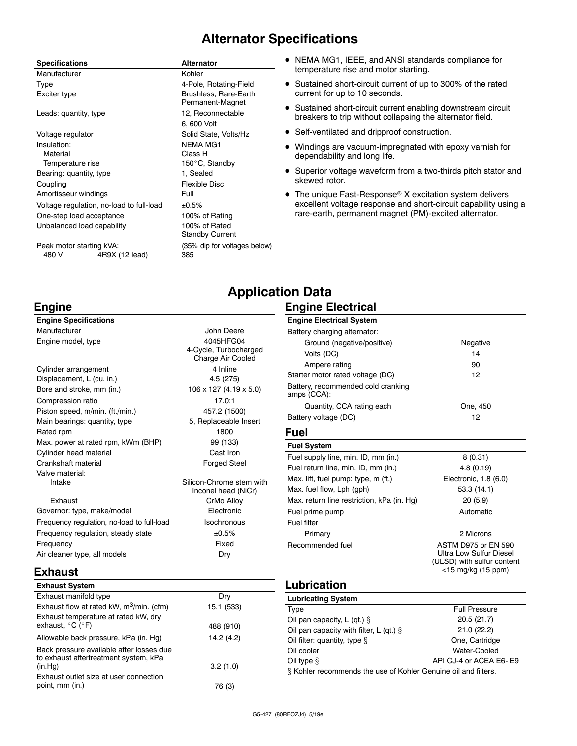# Alternator Specifications

| Specifications | Alternator |
|---|---|
| Manufacturer | Kohler |
| Type | 4-Pole, Rotating-Field |
| Exciter type | Brushless, Rare-Earth Permanent-Magnet |
| Leads: quantity, type | 12, Reconnectable |
| | 6, 600 Volt |
| Voltage regulator | Solid State, Volts/Hz |
| Insulation: | NEMA MG1 |
| Material | Class H |
| Temperature rise | 150°C, Standby |
| Bearing: quantity, type | 1, Sealed |
| Coupling | Flexible Disc |
| Amortisseur windings | Full |
| Voltage regulation, no-load to full-load | ±0.5% |
| One-step load acceptance | 100% of Rating |
| Unbalanced load capability | 100% of Rated Standby Current |
| Peak motor starting kVA: | (35% dip for voltages below) |
| 480 V 4R9X (12 lead) | 385 |

- NEMA MG1, IEEE, and ANSI standards compliance for temperature rise and motor starting.
- Sustained short-circuit current of up to 300% of the rated current for up to 10 seconds.
- Sustained short-circuit current enabling downstream circuit breakers to trip without collapsing the alternator field.
- Self-ventilated and dripproof construction.
- Windings are vacuum-impregnated with epoxy varnish for dependability and long life.
- Superior voltage waveform from a two-thirds pitch stator and skewed rotor.
- The unique Fast-Response® X excitation system delivers excellent voltage response and short-circuit capability using a rare-earth, permanent magnet (PM)-excited alternator.

# Application Data

## Engine

| Engine Specifications | |
|---|---|
| Manufacturer | John Deere |
| Engine model, type | 4045HFG04 4-Cycle, Turbocharged Charge Air Cooled |
| Cylinder arrangement | 4 Inline |
| Displacement, L (cu. in.) | 4.5 (275) |
| Bore and stroke, mm (in.) | 106 x 127 (4.19 x 5.0) |
| Compression ratio | 17.0:1 |
| Piston speed, m/min. (ft./min.) | 457.2 (1500) |
| Main bearings: quantity, type | 5, Replaceable Insert |
| Rated rpm | 1800 |
| Max. power at rated rpm, kWm (BHP) | 99 (133) |
| Cylinder head material | Cast Iron |
| Crankshaft material | Forged Steel |
| Valve material: | |
| Intake | Silicon-Chrome stem with Inconel head (NiCr) |
| Exhaust | CrMo Alloy |
| Governor: type, make/model | Electronic |
| Frequency regulation, no-load to full-load | Isochronous |
| Frequency regulation, steady state | ±0.5% |
| Frequency | Fixed |
| Air cleaner type, all models | Dry |

## Exhaust

| Exhaust System | |
|---|---|
| Exhaust manifold type | Dry |
| Exhaust flow at rated kW, $m^3$/min. (cfm) | 15.1 (533) |
| Exhaust temperature at rated kW, dry exhaust, °C (°F) | 488 (910) |
| Allowable back pressure, kPa (in. Hg) | 14.2 (4.2) |
| Back pressure available after losses due to exhaust aftertreatment system, kPa (in.Hg) | 3.2 (1.0) |
| Exhaust outlet size at user connection point, mm (in.) | 76 (3) |

## Engine Electrical

| Engine Electrical System | |
|---|---|
| Battery charging alternator: | |
| Ground (negative/positive) | Negative |
| Volts (DC) | 14 |
| Ampere rating | 90 |
| Starter motor rated voltage (DC) | 12 |
| Battery, recommended cold cranking amps (CCA): | |
| Quantity, CCA rating each | One, 450 |
| Battery voltage (DC) | 12 |

## Fuel

| Fuel System | |
|---|---|
| Fuel supply line, min. ID, mm (in.) | 8 (0.31) |
| Fuel return line, min. ID, mm (in.) | 4.8 (0.19) |
| Max. lift, fuel pump: type, m (ft.) | Electronic, 1.8 (6.0) |
| Max. fuel flow, Lph (gph) | 53.3 (14.1) |
| Max. return line restriction, kPa (in. Hg) | 20 (5.9) |
| Fuel prime pump | Automatic |
| Fuel filter | |
| Primary | 2 Microns |
| Recommended fuel | ASTM D975 or EN 590 Ultra Low Sulfur Diesel (ULSD) with sulfur content <15 mg/kg (15 ppm) |

## Lubrication

| Lubricating System | |
|---|---|
| Type | Full Pressure |
| Oil pan capacity, L (qt.) § | 20.5 (21.7) |
| Oil pan capacity with filter, L (qt.) § | 21.0 (22.2) |
| Oil filter: quantity, type § | One, Cartridge |
| Oil cooler | Water-Cooled |
| Oil type § | API CJ-4 or ACEA E6- E9 |

§ Kohler recommends the use of Kohler Genuine oil and filters.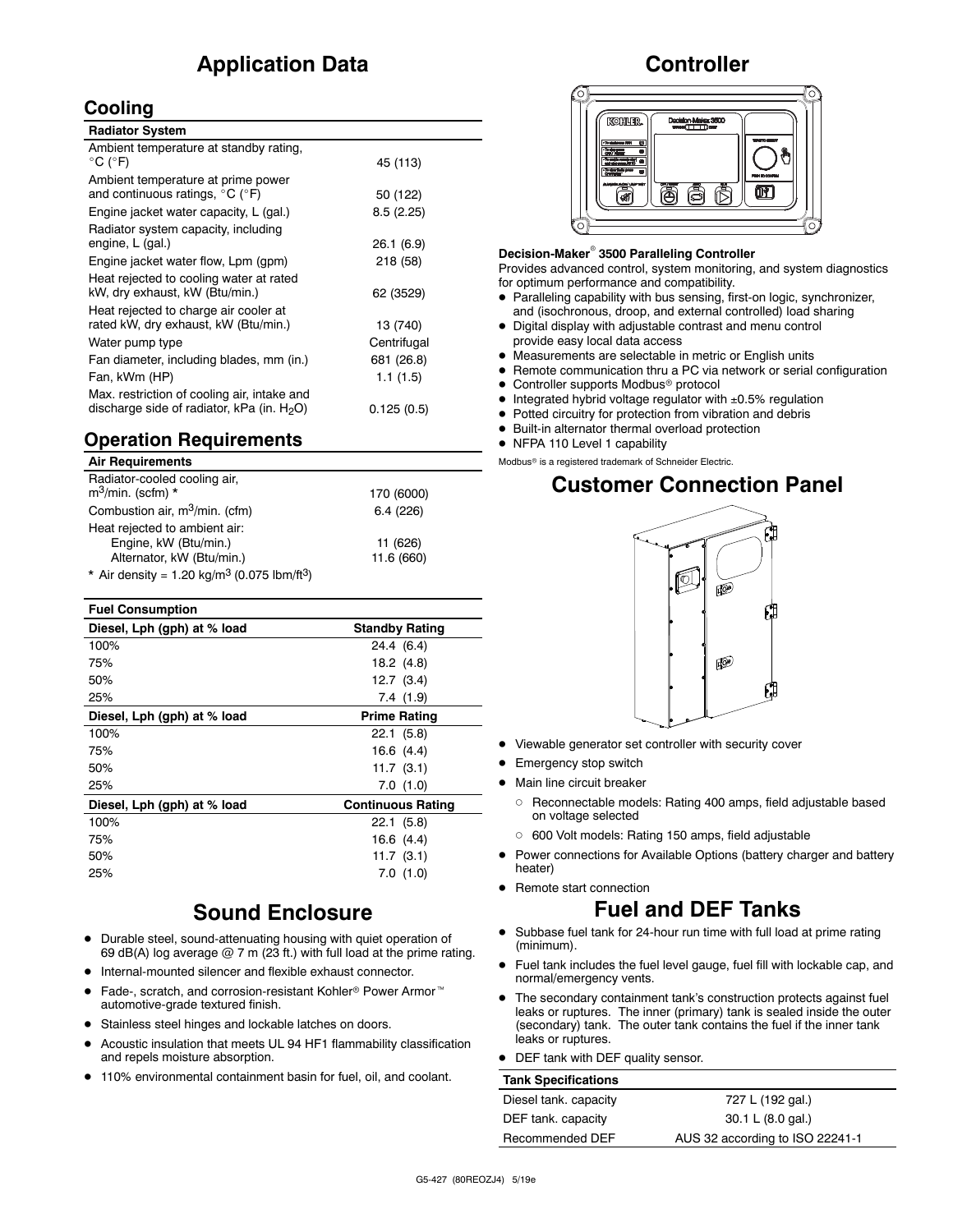# Application Data

## Cooling

| Radiator System | |
|---|---|
| Ambient temperature at standby rating, °C (°F) | 45 (113) |
| Ambient temperature at prime power and continuous ratings, °C (°F) | 50 (122) |
| Engine jacket water capacity, L (gal.) | 8.5 (2.25) |
| Radiator system capacity, including engine, L (gal.) | 26.1 (6.9) |
| Engine jacket water flow, Lpm (gpm) | 218 (58) |
| Heat rejected to cooling water at rated kW, dry exhaust, kW (Btu/min.) | 62 (3529) |
| Heat rejected to charge air cooler at rated kW, dry exhaust, kW (Btu/min.) | 13 (740) |
| Water pump type | Centrifugal |
| Fan diameter, including blades, mm (in.) | 681 (26.8) |
| Fan, kWm (HP) | 1.1 (1.5) |
| Max. restriction of cooling air, intake and discharge side of radiator, kPa (in. $H_2O$) | 0.125 (0.5) |

## Operation Requirements

| Air Requirements | |
|---|---|
| Radiator-cooled cooling air, $m^3$/min. (scfm) * | 170 (6000) |
| Combustion air, $m^3$/min. (cfm) | 6.4 (226) |
| Heat rejected to ambient air: | |
| Engine, kW (Btu/min.) | 11 (626) |
| Alternator, kW (Btu/min.) | 11.6 (660) |

* Air density = 1.20 kg/$m^3$ (0.075 lbm/$ft^3$)

| Fuel Consumption | |
|---|---|
| **Diesel, Lph (gph) at % load** | **Standby Rating** |
| 100% | 24.4 (6.4) |
| 75% | 18.2 (4.8) |
| 50% | 12.7 (3.4) |
| 25% | 7.4 (1.9) |
| **Diesel, Lph (gph) at % load** | **Prime Rating** |
| 100% | 22.1 (5.8) |
| 75% | 16.6 (4.4) |
| 50% | 11.7 (3.1) |
| 25% | 7.0 (1.0) |
| **Diesel, Lph (gph) at % load** | **Continuous Rating** |
| 100% | 22.1 (5.8) |
| 75% | 16.6 (4.4) |
| 50% | 11.7 (3.1) |
| 25% | 7.0 (1.0) |

# Sound Enclosure

- Durable steel, sound-attenuating housing with quiet operation of 69 dB(A) log average @ 7 m (23 ft.) with full load at the prime rating.
- Internal-mounted silencer and flexible exhaust connector.
- Fade-, scratch, and corrosion-resistant Kohler® Power Armor™ automotive-grade textured finish.
- Stainless steel hinges and lockable latches on doors.
- Acoustic insulation that meets UL 94 HF1 flammability classification and repels moisture absorption.
- 110% environmental containment basin for fuel, oil, and coolant.

# Controller

**Decision-Maker® 3500 Paralleling Controller**

Provides advanced control, system monitoring, and system diagnostics for optimum performance and compatibility.

- Paralleling capability with bus sensing, first-on logic, synchronizer, and (isochronous, droop, and external controlled) load sharing
- Digital display with adjustable contrast and menu control provide easy local data access
- Measurements are selectable in metric or English units
- Remote communication thru a PC via network or serial configuration
- Controller supports Modbus® protocol
- Integrated hybrid voltage regulator with ±0.5% regulation
- Potted circuitry for protection from vibration and debris
- Built-in alternator thermal overload protection
- NFPA 110 Level 1 capability

Modbus® is a registered trademark of Schneider Electric.

# Customer Connection Panel

- Viewable generator set controller with security cover
- Emergency stop switch
- Main line circuit breaker
  - Reconnectable models: Rating 400 amps, field adjustable based on voltage selected
  - 600 Volt models: Rating 150 amps, field adjustable
- Power connections for Available Options (battery charger and battery heater)
- Remote start connection

# Fuel and DEF Tanks

- Subbase fuel tank for 24-hour run time with full load at prime rating (minimum).
- Fuel tank includes the fuel level gauge, fuel fill with lockable cap, and normal/emergency vents.
- The secondary containment tank's construction protects against fuel leaks or ruptures. The inner (primary) tank is sealed inside the outer (secondary) tank. The outer tank contains the fuel if the inner tank leaks or ruptures.
- DEF tank with DEF quality sensor.

| Tank Specifications | |
|---|---|
| Diesel tank. capacity | 727 L (192 gal.) |
| DEF tank. capacity | 30.1 L (8.0 gal.) |
| Recommended DEF | AUS 32 according to ISO 22241-1 |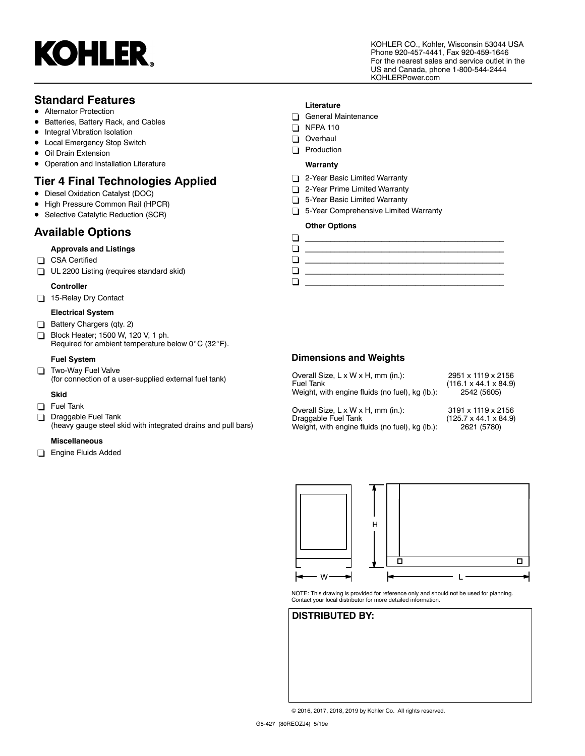KOHLER CO., Kohler, Wisconsin 53044 USA
Phone 920-457-4441, Fax 920-459-1646
For the nearest sales and service outlet in the US and Canada, phone 1-800-544-2444
KOHLERPower.com

## Standard Features

- Alternator Protection
- Batteries, Battery Rack, and Cables
- Integral Vibration Isolation
- Local Emergency Stop Switch
- Oil Drain Extension
- Operation and Installation Literature

## Tier 4 Final Technologies Applied

- Diesel Oxidation Catalyst (DOC)
- High Pressure Common Rail (HPCR)
- Selective Catalytic Reduction (SCR)

## Available Options

### Approvals and Listings

- ❑ CSA Certified
- ❑ UL 2200 Listing (requires standard skid)

### Controller

- ❑ 15-Relay Dry Contact

### Electrical System

- ❑ Battery Chargers (qty. 2)
- ❑ Block Heater; 1500 W, 120 V, 1 ph.
  Required for ambient temperature below 0°C (32°F).

### Fuel System

- ❑ Two-Way Fuel Valve
  (for connection of a user-supplied external fuel tank)

### Skid

- ❑ Fuel Tank
- ❑ Draggable Fuel Tank
  (heavy gauge steel skid with integrated drains and pull bars)

### Miscellaneous

- ❑ Engine Fluids Added

### Literature

- ❑ General Maintenance
- ❑ NFPA 110
- ❑ Overhaul
- ❑ Production

### Warranty

- ❑ 2-Year Basic Limited Warranty
- ❑ 2-Year Prime Limited Warranty
- ❑ 5-Year Basic Limited Warranty
- ❑ 5-Year Comprehensive Limited Warranty

### Other Options

- ❑ ____________________________________________
- ❑ ____________________________________________
- ❑ ____________________________________________
- ❑ ____________________________________________
- ❑ ____________________________________________

## Dimensions and Weights

| | |
|---|---|
| Overall Size, L x W x H, mm (in.): Fuel Tank | 2951 x 1119 x 2156 (116.1 x 44.1 x 84.9) |
| Weight, with engine fluids (no fuel), kg (lb.): | 2542 (5605) |
| Overall Size, L x W x H, mm (in.): Draggable Fuel Tank | 3191 x 1119 x 2156 (125.7 x 44.1 x 84.9) |
| Weight, with engine fluids (no fuel), kg (lb.): | 2621 (5780) |

W
H
L

NOTE: This drawing is provided for reference only and should not be used for planning. Contact your local distributor for more detailed information.

**DISTRIBUTED BY:**

© 2016, 2017, 2018, 2019 by Kohler Co. All rights reserved.

G5-427 (80REOZJ4) 5/19e